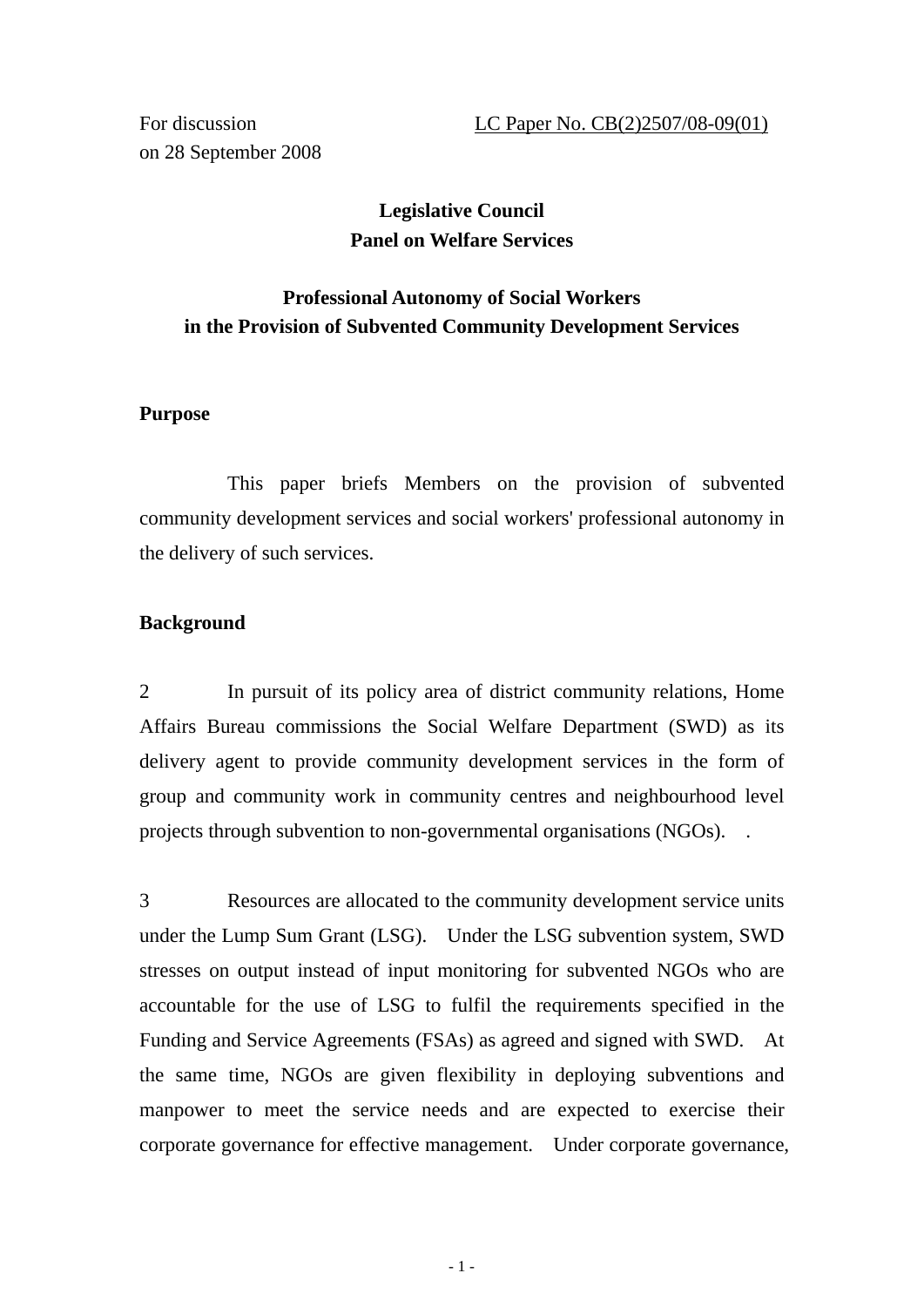For discussion on 28 September 2008

LC Paper No. CB(2)2507/08-09(01)

**Legislative Council**
**Panel on Welfare Services**

**Professional Autonomy of Social Workers in the Provision of Subvented Community Development Services**

**Purpose**

This paper briefs Members on the provision of subvented community development services and social workers' professional autonomy in the delivery of such services.

**Background**

2 In pursuit of its policy area of district community relations, Home Affairs Bureau commissions the Social Welfare Department (SWD) as its delivery agent to provide community development services in the form of group and community work in community centres and neighbourhood level projects through subvention to non-governmental organisations (NGOs). .

3 Resources are allocated to the community development service units under the Lump Sum Grant (LSG). Under the LSG subvention system, SWD stresses on output instead of input monitoring for subvented NGOs who are accountable for the use of LSG to fulfil the requirements specified in the Funding and Service Agreements (FSAs) as agreed and signed with SWD. At the same time, NGOs are given flexibility in deploying subventions and manpower to meet the service needs and are expected to exercise their corporate governance for effective management. Under corporate governance,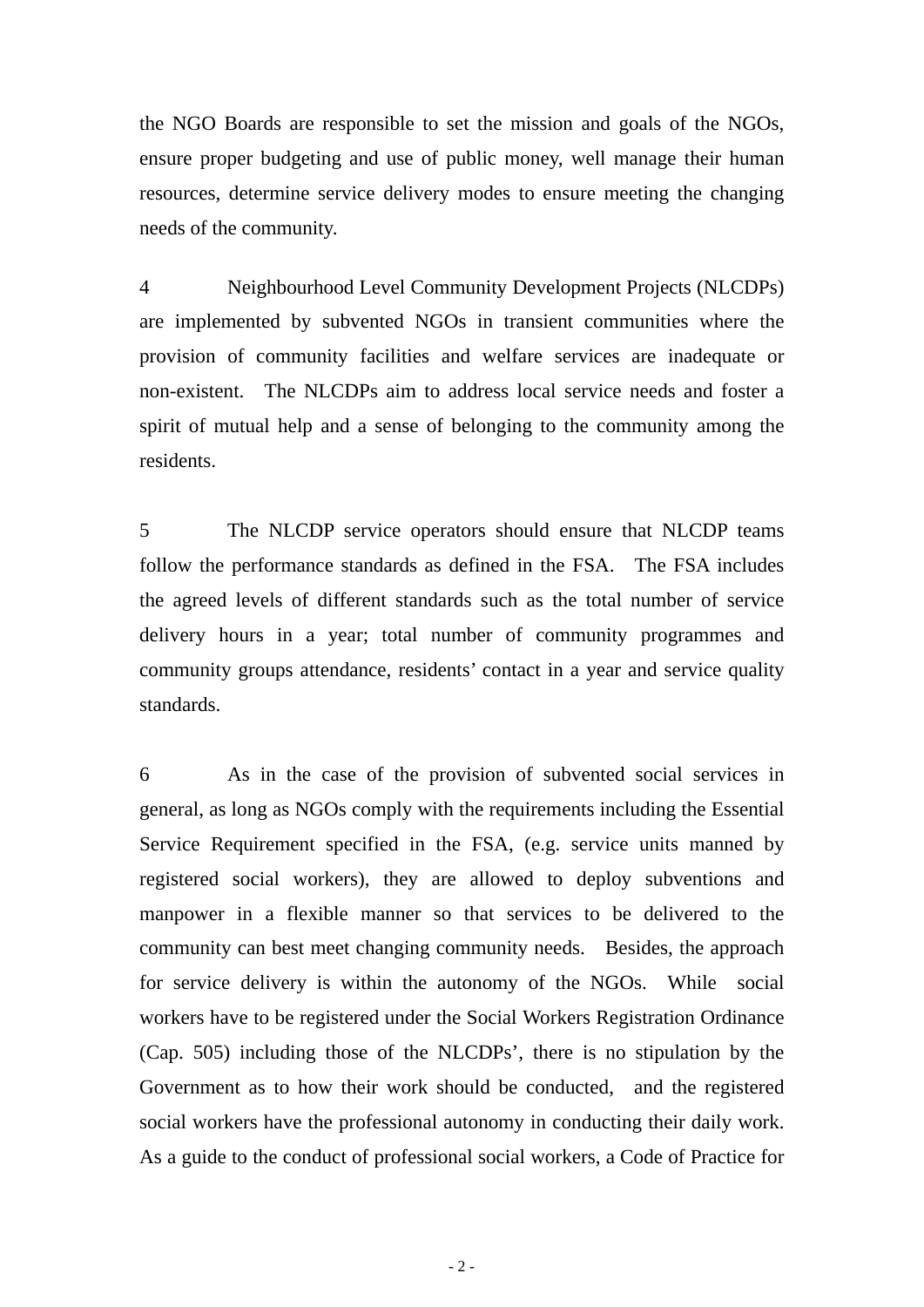the NGO Boards are responsible to set the mission and goals of the NGOs, ensure proper budgeting and use of public money, well manage their human resources, determine service delivery modes to ensure meeting the changing needs of the community.

4 Neighbourhood Level Community Development Projects (NLCDPs) are implemented by subvented NGOs in transient communities where the provision of community facilities and welfare services are inadequate or non-existent. The NLCDPs aim to address local service needs and foster a spirit of mutual help and a sense of belonging to the community among the residents.

5 The NLCDP service operators should ensure that NLCDP teams follow the performance standards as defined in the FSA. The FSA includes the agreed levels of different standards such as the total number of service delivery hours in a year; total number of community programmes and community groups attendance, residents' contact in a year and service quality standards.

6 As in the case of the provision of subvented social services in general, as long as NGOs comply with the requirements including the Essential Service Requirement specified in the FSA, (e.g. service units manned by registered social workers), they are allowed to deploy subventions and manpower in a flexible manner so that services to be delivered to the community can best meet changing community needs. Besides, the approach for service delivery is within the autonomy of the NGOs. While social workers have to be registered under the Social Workers Registration Ordinance (Cap. 505) including those of the NLCDPs', there is no stipulation by the Government as to how their work should be conducted, and the registered social workers have the professional autonomy in conducting their daily work. As a guide to the conduct of professional social workers, a Code of Practice for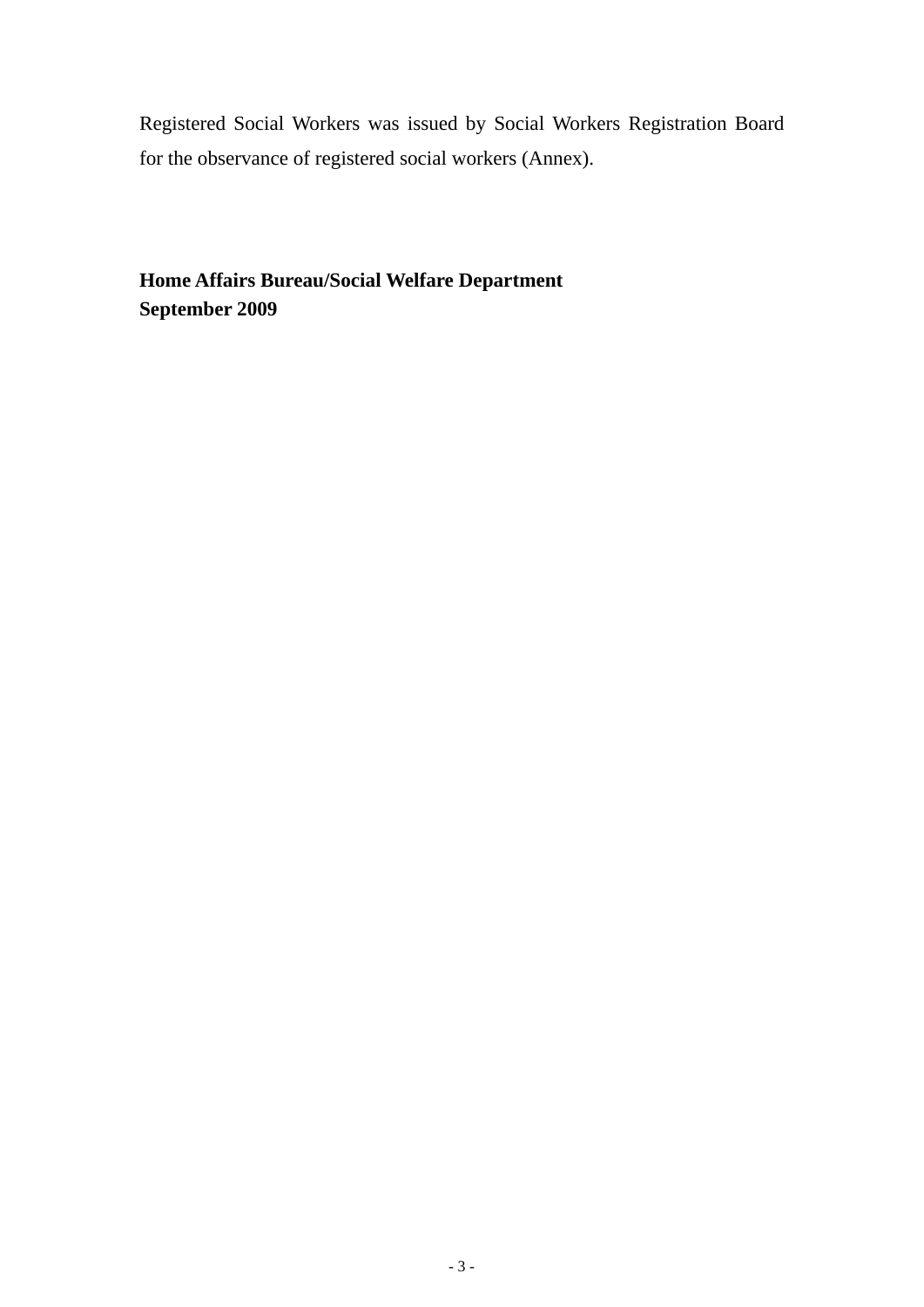Registered Social Workers was issued by Social Workers Registration Board for the observance of registered social workers (Annex).

**Home Affairs Bureau/Social Welfare Department**
**September 2009**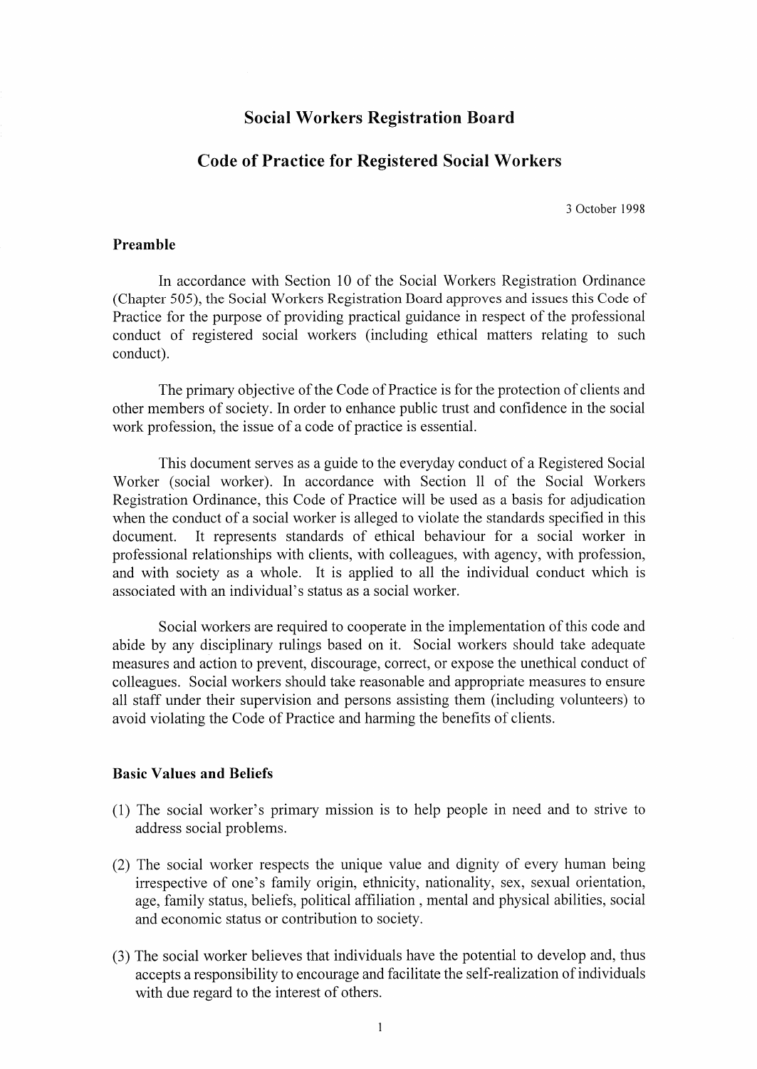# Social Workers Registration Board

## Code of Practice for Registered Social Workers

3 October 1998

### Preamble

In accordance with Section 10 of the Social Workers Registration Ordinance (Chapter 505), the Social Workers Registration Board approves and issues this Code of Practice for the purpose of providing practical guidance in respect of the professional conduct of registered social workers (including ethical matters relating to such conduct).

The primary objective of the Code of Practice is for the protection of clients and other members of society. In order to enhance public trust and confidence in the social work profession, the issue of a code of practice is essential.

This document serves as a guide to the everyday conduct of a Registered Social Worker (social worker). In accordance with Section ll of the Social Workers Registration Ordinance, this Code of Practice will be used as a basis for adjudication when the conduct of a social worker is alleged to violate the standards specified in this document. It represents standards of ethical behaviour for a social worker in professional relationships with clients, with colleagues, with agency, with profession, and with society as a whole. It is applied to all the individual conduct which is associated with an individual's status as a social worker.

Social workers are required to cooperate in the implementation of this code and abide by any disciplinary rulings based on it. Social workers should take adequate measures and action to prevent, discourage, correct, or expose the unethical conduct of colleagues. Social workers should take reasonable and appropriate measures to ensure all staff under their supervision and persons assisting them (including volunteers) to avoid violating the Code of Practice and harming the benefits of clients.

### Basic Values and Beliefs

(1) The social worker's primary mission is to help people in need and to strive to address social problems.

(2) The social worker respects the unique value and dignity of every human being irrespective of one's family origin, ethnicity, nationality, sex, sexual orientation, age, family status, beliefs, political affiliation , mental and physical abilities, social and economic status or contribution to society.

(3) The social worker believes that individuals have the potential to develop and, thus accepts a responsibility to encourage and facilitate the self-realization of individuals with due regard to the interest of others.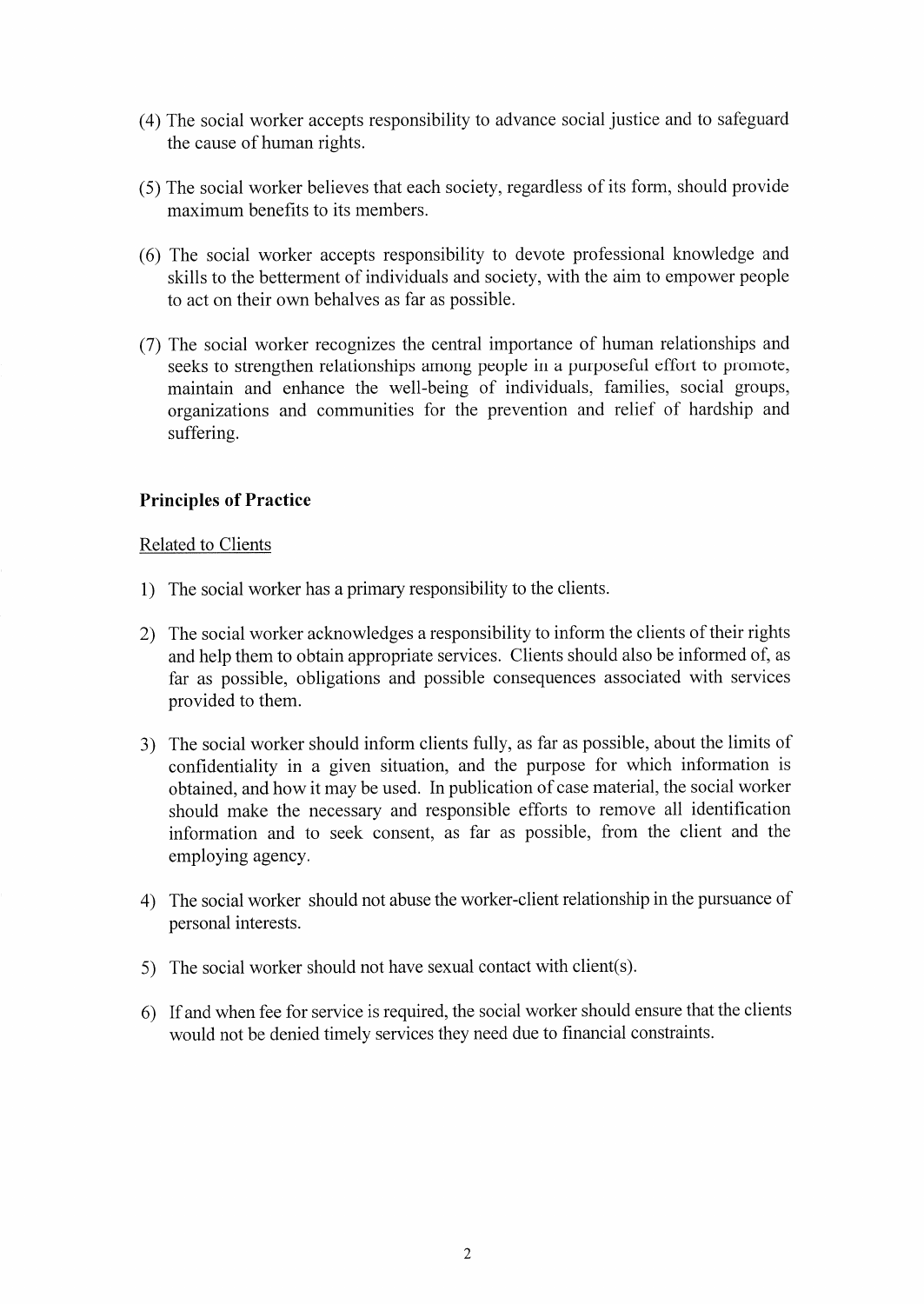(4) The social worker accepts responsibility to advance social justice and to safeguard the cause of human rights.

(5) The social worker believes that each society, regardless of its form, should provide maximum benefits to its members.

(6) The social worker accepts responsibility to devote professional knowledge and skills to the betterment of individuals and society, with the aim to empower people to act on their own behalves as far as possible.

(7) The social worker recognizes the central importance of human relationships and seeks to strengthen relationships among people in a purposeful effort to promote, maintain and enhance the well-being of individuals, families, social groups, organizations and communities for the prevention and relief of hardship and suffering.

**Principles of Practice**

Related to Clients

1) The social worker has a primary responsibility to the clients.

2) The social worker acknowledges a responsibility to inform the clients of their rights and help them to obtain appropriate services. Clients should also be informed of, as far as possible, obligations and possible consequences associated with services provided to them.

3) The social worker should inform clients fully, as far as possible, about the limits of confidentiality in a given situation, and the purpose for which information is obtained, and how it may be used. In publication of case material, the social worker should make the necessary and responsible efforts to remove all identification information and to seek consent, as far as possible, from the client and the employing agency.

4) The social worker should not abuse the worker-client relationship in the pursuance of personal interests.

5) The social worker should not have sexual contact with client(s).

6) If and when fee for service is required, the social worker should ensure that the clients would not be denied timely services they need due to financial constraints.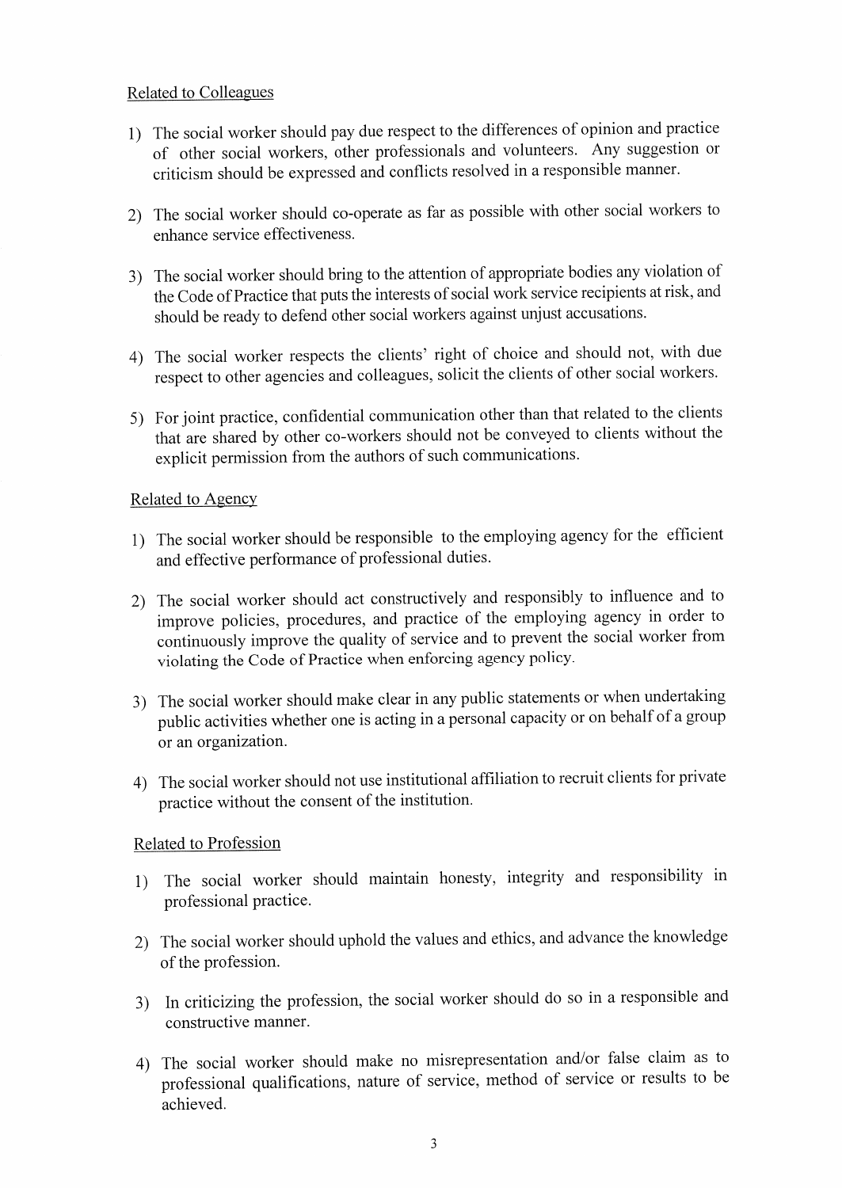### Related to Colleagues

1) The social worker should pay due respect to the differences of opinion and practice of other social workers, other professionals and volunteers. Any suggestion or criticism should be expressed and conflicts resolved in a responsible manner.

2) The social worker should co-operate as far as possible with other social workers to enhance service effectiveness.

3) The social worker should bring to the attention of appropriate bodies any violation of the Code of Practice that puts the interests of social work service recipients at risk, and should be ready to defend other social workers against unjust accusations.

4) The social worker respects the clients' right of choice and should not, with due respect to other agencies and colleagues, solicit the clients of other social workers.

5) For joint practice, confidential communication other than that related to the clients that are shared by other co-workers should not be conveyed to clients without the explicit permission from the authors of such communications.

### Related to Agency

1) The social worker should be responsible to the employing agency for the efficient and effective performance of professional duties.

2) The social worker should act constructively and responsibly to influence and to improve policies, procedures, and practice of the employing agency in order to continuously improve the quality of service and to prevent the social worker from violating the Code of Practice when enforcing agency policy.

3) The social worker should make clear in any public statements or when undertaking public activities whether one is acting in a personal capacity or on behalf of a group or an organization.

4) The social worker should not use institutional affiliation to recruit clients for private practice without the consent of the institution.

### Related to Profession

1) The social worker should maintain honesty, integrity and responsibility in professional practice.

2) The social worker should uphold the values and ethics, and advance the knowledge of the profession.

3) In criticizing the profession, the social worker should do so in a responsible and constructive manner.

4) The social worker should make no misrepresentation and/or false claim as to professional qualifications, nature of service, method of service or results to be achieved.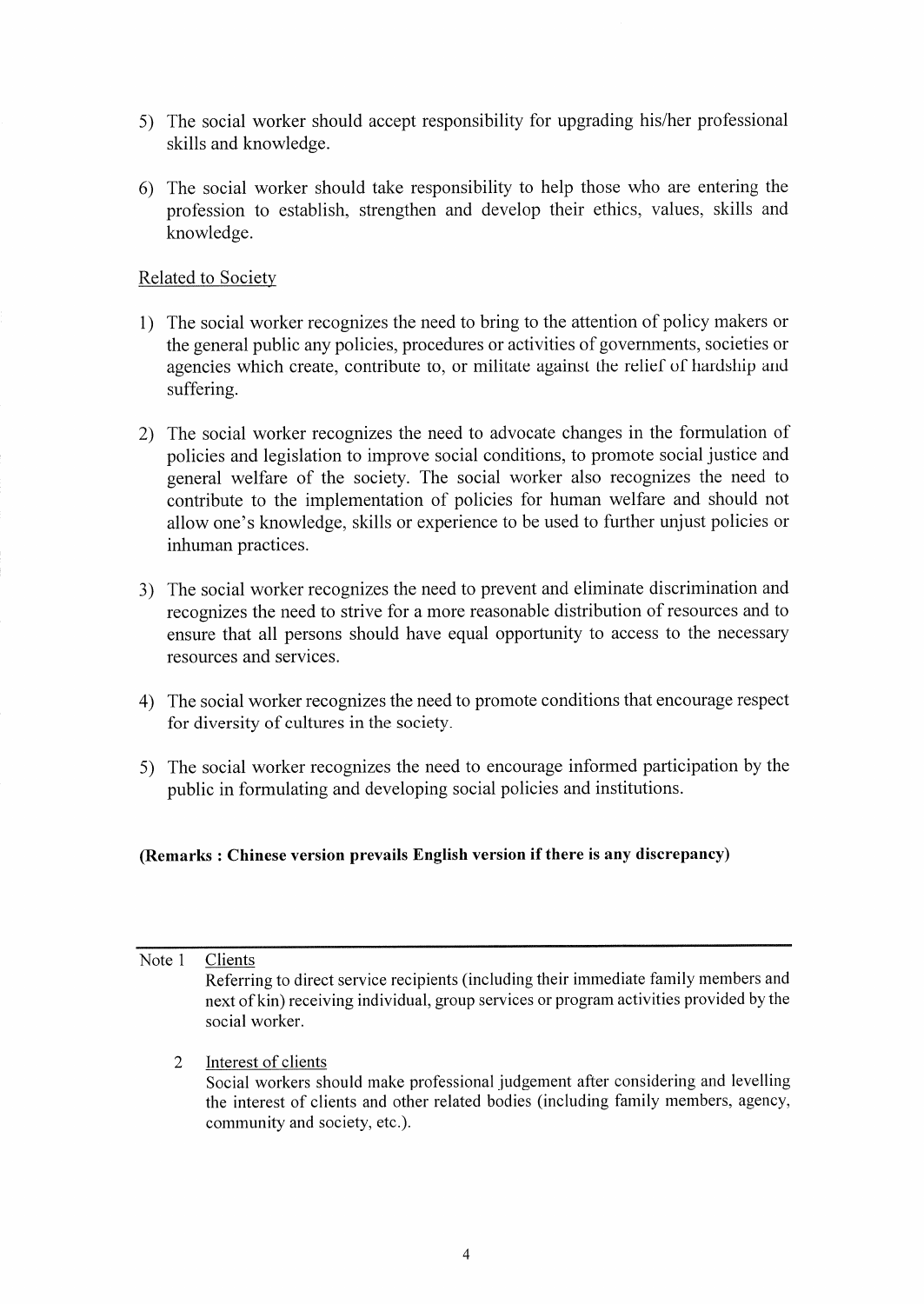5) The social worker should accept responsibility for upgrading his/her professional skills and knowledge.

6) The social worker should take responsibility to help those who are entering the profession to establish, strengthen and develop their ethics, values, skills and knowledge.

Related to Society

1) The social worker recognizes the need to bring to the attention of policy makers or the general public any policies, procedures or activities of governments, societies or agencies which create, contribute to, or militate against the relief of hardship and suffering.

2) The social worker recognizes the need to advocate changes in the formulation of policies and legislation to improve social conditions, to promote social justice and general welfare of the society. The social worker also recognizes the need to contribute to the implementation of policies for human welfare and should not allow one's knowledge, skills or experience to be used to further unjust policies or inhuman practices.

3) The social worker recognizes the need to prevent and eliminate discrimination and recognizes the need to strive for a more reasonable distribution of resources and to ensure that all persons should have equal opportunity to access to the necessary resources and services.

4) The social worker recognizes the need to promote conditions that encourage respect for diversity of cultures in the society.

5) The social worker recognizes the need to encourage informed participation by the public in formulating and developing social policies and institutions.

**(Remarks : Chinese version prevails English version if there is any discrepancy)**

---

Note 1 Clients

Referring to direct service recipients (including their immediate family members and next of kin) receiving individual, group services or program activities provided by the social worker.

2 Interest of clients

Social workers should make professional judgement after considering and levelling the interest of clients and other related bodies (including family members, agency, community and society, etc.).